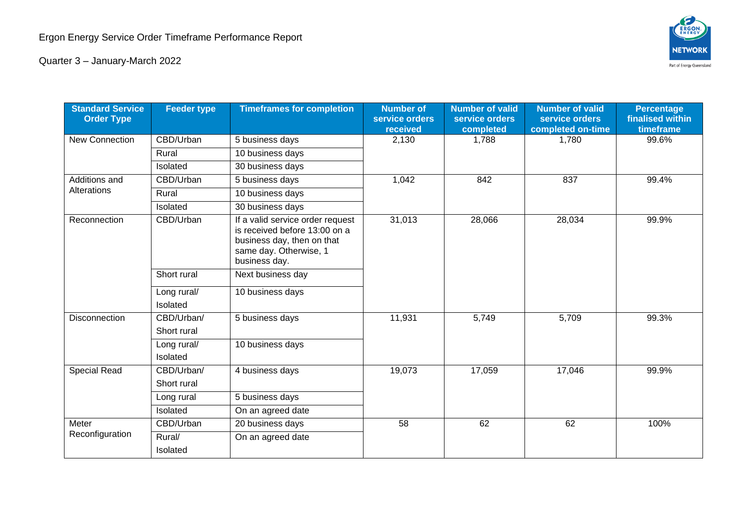Ergon Energy Service Order Timeframe Performance Report

Quarter 3 – January-March 2022

| Standard Service Order Type | Feeder type | Timeframes for completion | Number of service orders received | Number of valid service orders completed | Number of valid service orders completed on-time | Percentage finalised within timeframe |
|---|---|---|---|---|---|---|
| New Connection | CBD/Urban | 5 business days | 2,130 | 1,788 | 1,780 | 99.6% |
| | Rural | 10 business days | | | | |
| | Isolated | 30 business days | | | | |
| Additions and Alterations | CBD/Urban | 5 business days | 1,042 | 842 | 837 | 99.4% |
| | Rural | 10 business days | | | | |
| | Isolated | 30 business days | | | | |
| Reconnection | CBD/Urban | If a valid service order request is received before 13:00 on a business day, then on that same day. Otherwise, 1 business day. | 31,013 | 28,066 | 28,034 | 99.9% |
| | Short rural | Next business day | | | | |
| | Long rural/ Isolated | 10 business days | | | | |
| Disconnection | CBD/Urban/ Short rural | 5 business days | 11,931 | 5,749 | 5,709 | 99.3% |
| | Long rural/ Isolated | 10 business days | | | | |
| Special Read | CBD/Urban/ Short rural | 4 business days | 19,073 | 17,059 | 17,046 | 99.9% |
| | Long rural | 5 business days | | | | |
| | Isolated | On an agreed date | | | | |
| Meter Reconfiguration | CBD/Urban | 20 business days | 58 | 62 | 62 | 100% |
| | Rural/ Isolated | On an agreed date | | | | |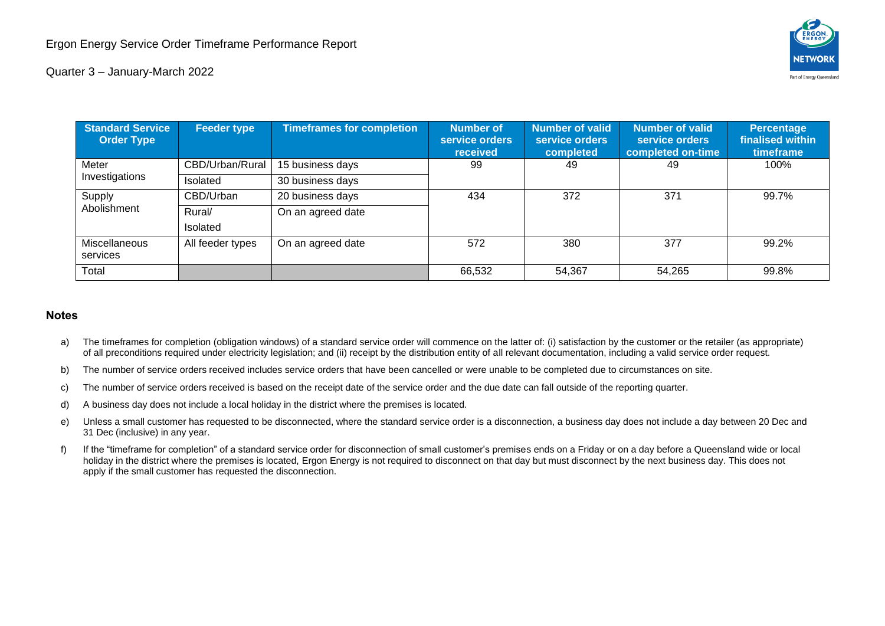Ergon Energy Service Order Timeframe Performance Report

Quarter 3 – January-March 2022

| Standard Service Order Type | Feeder type | Timeframes for completion | Number of service orders received | Number of valid service orders completed | Number of valid service orders completed on-time | Percentage finalised within timeframe |
|---|---|---|---|---|---|---|
| Meter Investigations | CBD/Urban/Rural | 15 business days | 99 | 49 | 49 | 100% |
| | Isolated | 30 business days | | | | |
| Supply Abolishment | CBD/Urban | 20 business days | 434 | 372 | 371 | 99.7% |
| | Rural/ Isolated | On an agreed date | | | | |
| Miscellaneous services | All feeder types | On an agreed date | 572 | 380 | 377 | 99.2% |
| Total | | | 66,532 | 54,367 | 54,265 | 99.8% |

## Notes

a) The timeframes for completion (obligation windows) of a standard service order will commence on the latter of: (i) satisfaction by the customer or the retailer (as appropriate) of all preconditions required under electricity legislation; and (ii) receipt by the distribution entity of all relevant documentation, including a valid service order request.

b) The number of service orders received includes service orders that have been cancelled or were unable to be completed due to circumstances on site.

c) The number of service orders received is based on the receipt date of the service order and the due date can fall outside of the reporting quarter.

d) A business day does not include a local holiday in the district where the premises is located.

e) Unless a small customer has requested to be disconnected, where the standard service order is a disconnection, a business day does not include a day between 20 Dec and 31 Dec (inclusive) in any year.

f) If the "timeframe for completion" of a standard service order for disconnection of small customer's premises ends on a Friday or on a day before a Queensland wide or local holiday in the district where the premises is located, Ergon Energy is not required to disconnect on that day but must disconnect by the next business day. This does not apply if the small customer has requested the disconnection.